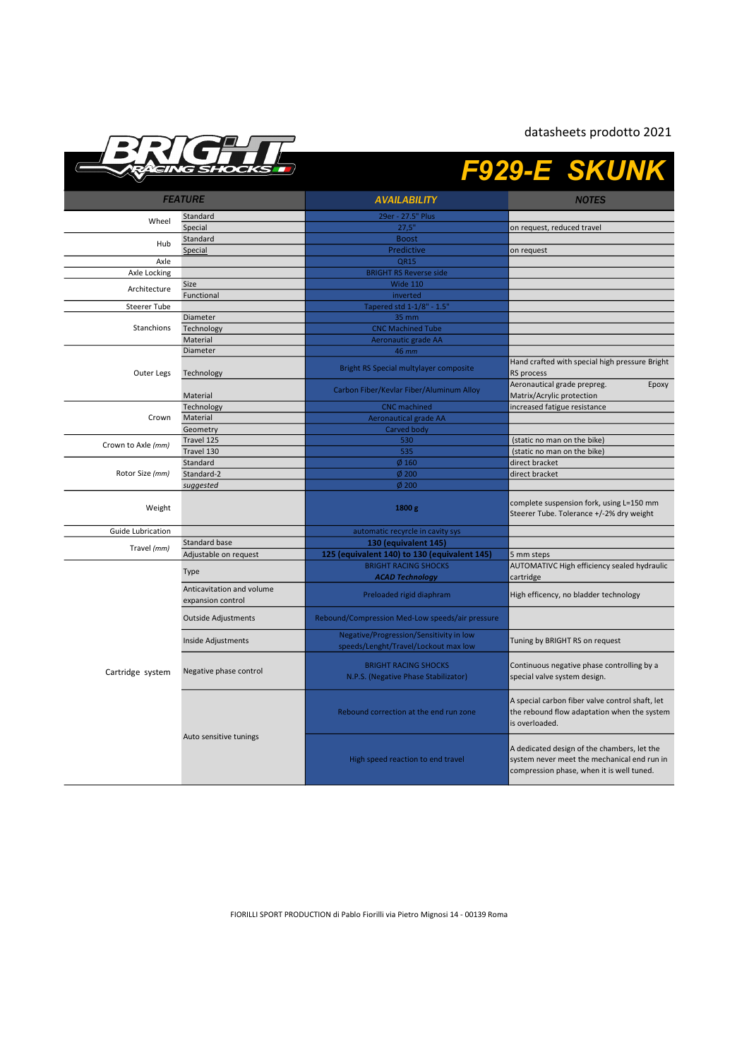datasheets prodotto 2021

BRIGHT RACING SHOCKS

# F929-E SKUNK

| FEATURE | | AVAILABILITY | NOTES |
|---|---|---|---|
| Wheel | Standard | 29er - 27.5" Plus | |
| | Special | 27,5" | on request, reduced travel |
| Hub | Standard | Boost | |
| | Special | Predictive | on request |
| Axle | | QR15 | |
| Axle Locking | | BRIGHT RS Reverse side | |
| Architecture | Size | Wide 110 | |
| | Functional | inverted | |
| Steerer Tube | | Tapered std 1-1/8" - 1.5" | |
| Stanchions | Diameter | 35 mm | |
| | Technology | CNC Machined Tube | |
| | Material | Aeronautic grade AA | |
| Outer Legs | Diameter | 46 *mm* | |
| | Technology | Bright RS Special multylayer composite | Hand crafted with special high pressure Bright RS process |
| | Material | Carbon Fiber/Kevlar Fiber/Aluminum Alloy | Aeronautical grade prepreg. Epoxy Matrix/Acrylic protection |
| Crown | Technology | CNC machined | increased fatigue resistance |
| | Material | Aeronautical grade AA | |
| | Geometry | Carved body | |
| Crown to Axle *(mm)* | Travel 125 | 530 | (static no man on the bike) |
| | Travel 130 | 535 | (static no man on the bike) |
| Rotor Size *(mm)* | Standard | Ø 160 | direct bracket |
| | Standard-2 | Ø 200 | direct bracket |
| | *suggested* | Ø 200 | |
| Weight | | **1800 g** | complete suspension fork, using L=150 mm Steerer Tube. Tolerance +/-2% dry weight |
| Guide Lubrication | | automatic recycle in cavity sys | |
| Travel *(mm)* | Standard base | **130 (equivalent 145)** | |
| | Adjustable on request | **125 (equivalent 140) to 130 (equivalent 145)** | 5 mm steps |
| Cartridge system | Type | BRIGHT RACING SHOCKS ***ACAD Technology*** | AUTOMATIVC High efficiency sealed hydraulic cartridge |
| | Anticavitation and volume expansion control | Preloaded rigid diaphram | High efficency, no bladder technology |
| | Outside Adjustments | Rebound/Compression Med-Low speeds/air pressure | |
| | Inside Adjustments | Negative/Progression/Sensitivity in low speeds/Lenght/Travel/Lockout max low | Tuning by BRIGHT RS on request |
| | Negative phase control | BRIGHT RACING SHOCKS N.P.S. (Negative Phase Stabilizator) | Continuous negative phase controlling by a special valve system design. |
| | Auto sensitive tunings | Rebound correction at the end run zone | A special carbon fiber valve control shaft, let the rebound flow adaptation when the system is overloaded. |
| | | High speed reaction to end travel | A dedicated design of the chambers, let the system never meet the mechanical end run in compression phase, when it is well tuned. |

FIORILLI SPORT PRODUCTION di Pablo Fiorilli via Pietro Mignosi 14 - 00139 Roma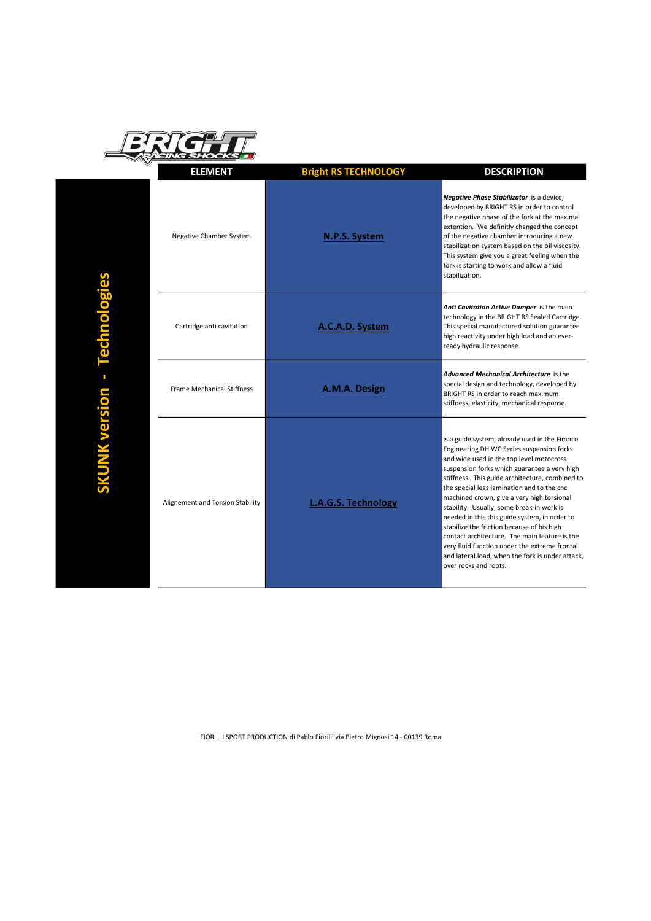## SKUNK version - Technologies

| ELEMENT | Bright RS TECHNOLOGY | DESCRIPTION |
|---|---|---|
| Negative Chamber System | **N.P.S. System** | ***Negative Phase Stabilizator*** is a device, developed by BRIGHT RS in order to control the negative phase of the fork at the maximal extention. We definitly changed the concept of the negative chamber introducing a new stabilization system based on the oil viscosity. This system give you a great feeling when the fork is starting to work and allow a fluid stabilization. |
| Cartridge anti cavitation | **A.C.A.D. System** | ***Anti Cavitation Active Damper*** is the main technology in the BRIGHT RS Sealed Cartridge. This special manufactured solution guarantee high reactivity under high load and an ever-ready hydraulic response. |
| Frame Mechanical Stiffness | **A.M.A. Design** | ***Advanced Mechanical Architecture*** is the special design and technology, developed by BRIGHT RS in order to reach maximum stiffness, elasticity, mechanical response. |
| Alignement and Torsion Stability | **L.A.G.S. Technology** | is a guide system, already used in the Fimoco Engineering DH WC Series suspension forks and wide used in the top level motocross suspension forks which guarantee a very high stiffness. This guide architecture, combined to the special legs lamination and to the cnc machined crown, give a very high torsional stability. Usually, some break-in work is needed in this this guide system, in order to stabilize the friction because of his high contact architecture. The main feature is the very fluid function under the extreme frontal and lateral load, when the fork is under attack, over rocks and roots. |

FIORILLI SPORT PRODUCTION di Pablo Fiorilli via Pietro Mignosi 14 - 00139 Roma